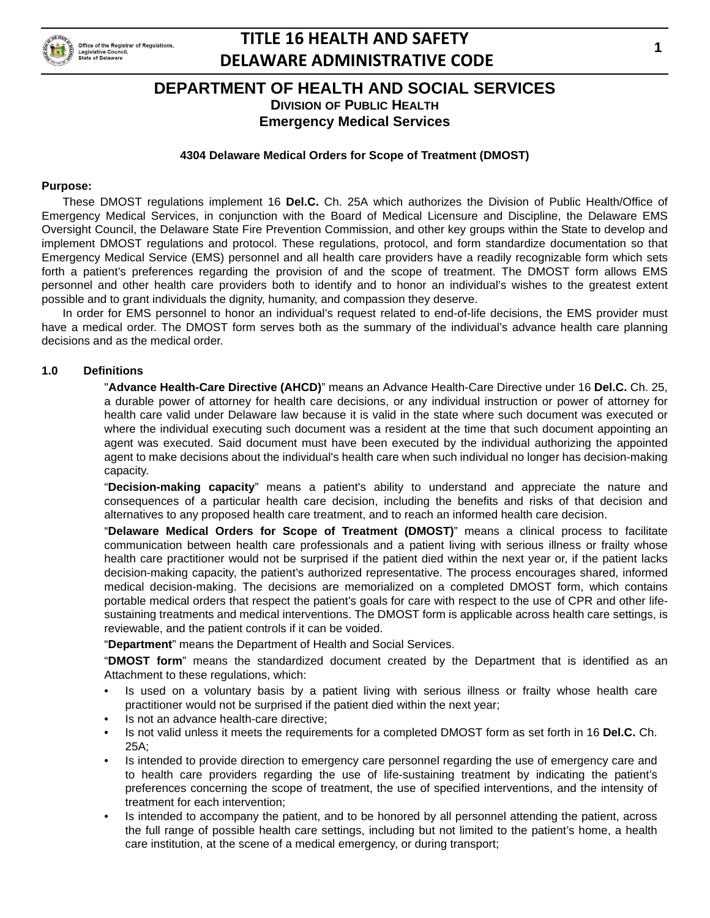# DEPARTMENT OF HEALTH AND SOCIAL SERVICES

## Division of Public Health

## Emergency Medical Services

### 4304 Delaware Medical Orders for Scope of Treatment (DMOST)

**Purpose:**

These DMOST regulations implement 16 **Del.C.** Ch. 25A which authorizes the Division of Public Health/Office of Emergency Medical Services, in conjunction with the Board of Medical Licensure and Discipline, the Delaware EMS Oversight Council, the Delaware State Fire Prevention Commission, and other key groups within the State to develop and implement DMOST regulations and protocol. These regulations, protocol, and form standardize documentation so that Emergency Medical Service (EMS) personnel and all health care providers have a readily recognizable form which sets forth a patient's preferences regarding the provision of and the scope of treatment. The DMOST form allows EMS personnel and other health care providers both to identify and to honor an individual's wishes to the greatest extent possible and to grant individuals the dignity, humanity, and compassion they deserve.

In order for EMS personnel to honor an individual's request related to end-of-life decisions, the EMS provider must have a medical order. The DMOST form serves both as the summary of the individual's advance health care planning decisions and as the medical order.

**1.0 Definitions**

"**Advance Health-Care Directive (AHCD)**" means an Advance Health-Care Directive under 16 **Del.C.** Ch. 25, a durable power of attorney for health care decisions, or any individual instruction or power of attorney for health care valid under Delaware law because it is valid in the state where such document was executed or where the individual executing such document was a resident at the time that such document appointing an agent was executed. Said document must have been executed by the individual authorizing the appointed agent to make decisions about the individual's health care when such individual no longer has decision-making capacity.

"**Decision-making capacity**" means a patient's ability to understand and appreciate the nature and consequences of a particular health care decision, including the benefits and risks of that decision and alternatives to any proposed health care treatment, and to reach an informed health care decision.

"**Delaware Medical Orders for Scope of Treatment (DMOST)**" means a clinical process to facilitate communication between health care professionals and a patient living with serious illness or frailty whose health care practitioner would not be surprised if the patient died within the next year or, if the patient lacks decision-making capacity, the patient's authorized representative. The process encourages shared, informed medical decision-making. The decisions are memorialized on a completed DMOST form, which contains portable medical orders that respect the patient's goals for care with respect to the use of CPR and other life-sustaining treatments and medical interventions. The DMOST form is applicable across health care settings, is reviewable, and the patient controls if it can be voided.

"**Department**" means the Department of Health and Social Services.

"**DMOST form**" means the standardized document created by the Department that is identified as an Attachment to these regulations, which:

- Is used on a voluntary basis by a patient living with serious illness or frailty whose health care practitioner would not be surprised if the patient died within the next year;
- Is not an advance health-care directive;
- Is not valid unless it meets the requirements for a completed DMOST form as set forth in 16 **Del.C.** Ch. 25A;
- Is intended to provide direction to emergency care personnel regarding the use of emergency care and to health care providers regarding the use of life-sustaining treatment by indicating the patient's preferences concerning the scope of treatment, the use of specified interventions, and the intensity of treatment for each intervention;
- Is intended to accompany the patient, and to be honored by all personnel attending the patient, across the full range of possible health care settings, including but not limited to the patient's home, a health care institution, at the scene of a medical emergency, or during transport;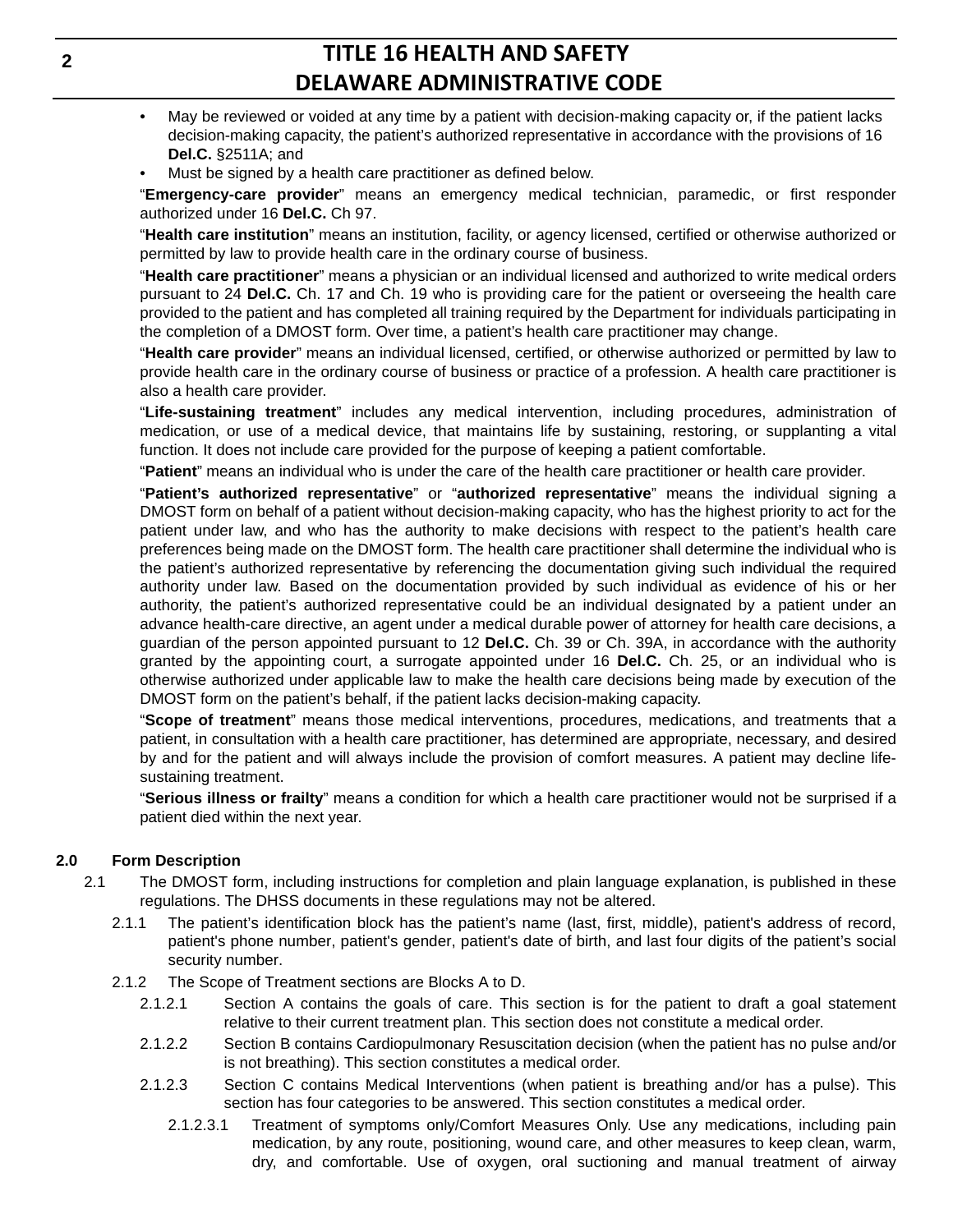- May be reviewed or voided at any time by a patient with decision-making capacity or, if the patient lacks decision-making capacity, the patient's authorized representative in accordance with the provisions of 16 **Del.C.** §2511A; and
- Must be signed by a health care practitioner as defined below.

"**Emergency-care provider**" means an emergency medical technician, paramedic, or first responder authorized under 16 **Del.C.** Ch 97.

"**Health care institution**" means an institution, facility, or agency licensed, certified or otherwise authorized or permitted by law to provide health care in the ordinary course of business.

"**Health care practitioner**" means a physician or an individual licensed and authorized to write medical orders pursuant to 24 **Del.C.** Ch. 17 and Ch. 19 who is providing care for the patient or overseeing the health care provided to the patient and has completed all training required by the Department for individuals participating in the completion of a DMOST form. Over time, a patient's health care practitioner may change.

"**Health care provider**" means an individual licensed, certified, or otherwise authorized or permitted by law to provide health care in the ordinary course of business or practice of a profession. A health care practitioner is also a health care provider.

"**Life-sustaining treatment**" includes any medical intervention, including procedures, administration of medication, or use of a medical device, that maintains life by sustaining, restoring, or supplanting a vital function. It does not include care provided for the purpose of keeping a patient comfortable.

"**Patient**" means an individual who is under the care of the health care practitioner or health care provider.

"**Patient's authorized representative**" or "**authorized representative**" means the individual signing a DMOST form on behalf of a patient without decision-making capacity, who has the highest priority to act for the patient under law, and who has the authority to make decisions with respect to the patient's health care preferences being made on the DMOST form. The health care practitioner shall determine the individual who is the patient's authorized representative by referencing the documentation giving such individual the required authority under law. Based on the documentation provided by such individual as evidence of his or her authority, the patient's authorized representative could be an individual designated by a patient under an advance health-care directive, an agent under a medical durable power of attorney for health care decisions, a guardian of the person appointed pursuant to 12 **Del.C.** Ch. 39 or Ch. 39A, in accordance with the authority granted by the appointing court, a surrogate appointed under 16 **Del.C.** Ch. 25, or an individual who is otherwise authorized under applicable law to make the health care decisions being made by execution of the DMOST form on the patient's behalf, if the patient lacks decision-making capacity.

"**Scope of treatment**" means those medical interventions, procedures, medications, and treatments that a patient, in consultation with a health care practitioner, has determined are appropriate, necessary, and desired by and for the patient and will always include the provision of comfort measures. A patient may decline life-sustaining treatment.

"**Serious illness or frailty**" means a condition for which a health care practitioner would not be surprised if a patient died within the next year.

**2.0 Form Description**

2.1 The DMOST form, including instructions for completion and plain language explanation, is published in these regulations. The DHSS documents in these regulations may not be altered.

2.1.1 The patient's identification block has the patient's name (last, first, middle), patient's address of record, patient's phone number, patient's gender, patient's date of birth, and last four digits of the patient's social security number.

2.1.2 The Scope of Treatment sections are Blocks A to D.

2.1.2.1 Section A contains the goals of care. This section is for the patient to draft a goal statement relative to their current treatment plan. This section does not constitute a medical order.

2.1.2.2 Section B contains Cardiopulmonary Resuscitation decision (when the patient has no pulse and/or is not breathing). This section constitutes a medical order.

2.1.2.3 Section C contains Medical Interventions (when patient is breathing and/or has a pulse). This section has four categories to be answered. This section constitutes a medical order.

2.1.2.3.1 Treatment of symptoms only/Comfort Measures Only. Use any medications, including pain medication, by any route, positioning, wound care, and other measures to keep clean, warm, dry, and comfortable. Use of oxygen, oral suctioning and manual treatment of airway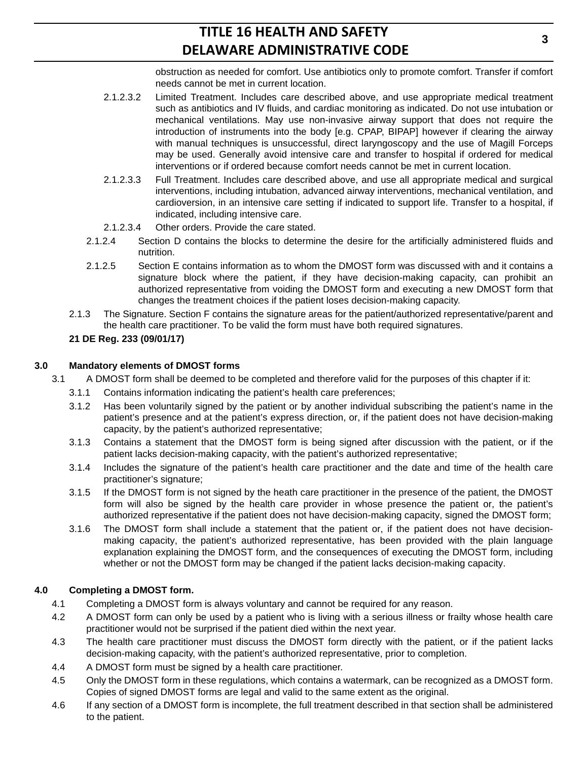obstruction as needed for comfort. Use antibiotics only to promote comfort. Transfer if comfort needs cannot be met in current location.

2.1.2.3.2 Limited Treatment. Includes care described above, and use appropriate medical treatment such as antibiotics and IV fluids, and cardiac monitoring as indicated. Do not use intubation or mechanical ventilations. May use non-invasive airway support that does not require the introduction of instruments into the body [e.g. CPAP, BIPAP] however if clearing the airway with manual techniques is unsuccessful, direct laryngoscopy and the use of Magill Forceps may be used. Generally avoid intensive care and transfer to hospital if ordered for medical interventions or if ordered because comfort needs cannot be met in current location.

2.1.2.3.3 Full Treatment. Includes care described above, and use all appropriate medical and surgical interventions, including intubation, advanced airway interventions, mechanical ventilation, and cardioversion, in an intensive care setting if indicated to support life. Transfer to a hospital, if indicated, including intensive care.

2.1.2.3.4 Other orders. Provide the care stated.

2.1.2.4 Section D contains the blocks to determine the desire for the artificially administered fluids and nutrition.

2.1.2.5 Section E contains information as to whom the DMOST form was discussed with and it contains a signature block where the patient, if they have decision-making capacity, can prohibit an authorized representative from voiding the DMOST form and executing a new DMOST form that changes the treatment choices if the patient loses decision-making capacity.

2.1.3 The Signature. Section F contains the signature areas for the patient/authorized representative/parent and the health care practitioner. To be valid the form must have both required signatures.

**21 DE Reg. 233 (09/01/17)**

**3.0 Mandatory elements of DMOST forms**

3.1 A DMOST form shall be deemed to be completed and therefore valid for the purposes of this chapter if it:

3.1.1 Contains information indicating the patient's health care preferences;

3.1.2 Has been voluntarily signed by the patient or by another individual subscribing the patient's name in the patient's presence and at the patient's express direction, or, if the patient does not have decision-making capacity, by the patient's authorized representative;

3.1.3 Contains a statement that the DMOST form is being signed after discussion with the patient, or if the patient lacks decision-making capacity, with the patient's authorized representative;

3.1.4 Includes the signature of the patient's health care practitioner and the date and time of the health care practitioner's signature;

3.1.5 If the DMOST form is not signed by the heath care practitioner in the presence of the patient, the DMOST form will also be signed by the health care provider in whose presence the patient or, the patient's authorized representative if the patient does not have decision-making capacity, signed the DMOST form;

3.1.6 The DMOST form shall include a statement that the patient or, if the patient does not have decision-making capacity, the patient's authorized representative, has been provided with the plain language explanation explaining the DMOST form, and the consequences of executing the DMOST form, including whether or not the DMOST form may be changed if the patient lacks decision-making capacity.

**4.0 Completing a DMOST form.**

4.1 Completing a DMOST form is always voluntary and cannot be required for any reason.

4.2 A DMOST form can only be used by a patient who is living with a serious illness or frailty whose health care practitioner would not be surprised if the patient died within the next year.

4.3 The health care practitioner must discuss the DMOST form directly with the patient, or if the patient lacks decision-making capacity, with the patient's authorized representative, prior to completion.

4.4 A DMOST form must be signed by a health care practitioner.

4.5 Only the DMOST form in these regulations, which contains a watermark, can be recognized as a DMOST form. Copies of signed DMOST forms are legal and valid to the same extent as the original.

4.6 If any section of a DMOST form is incomplete, the full treatment described in that section shall be administered to the patient.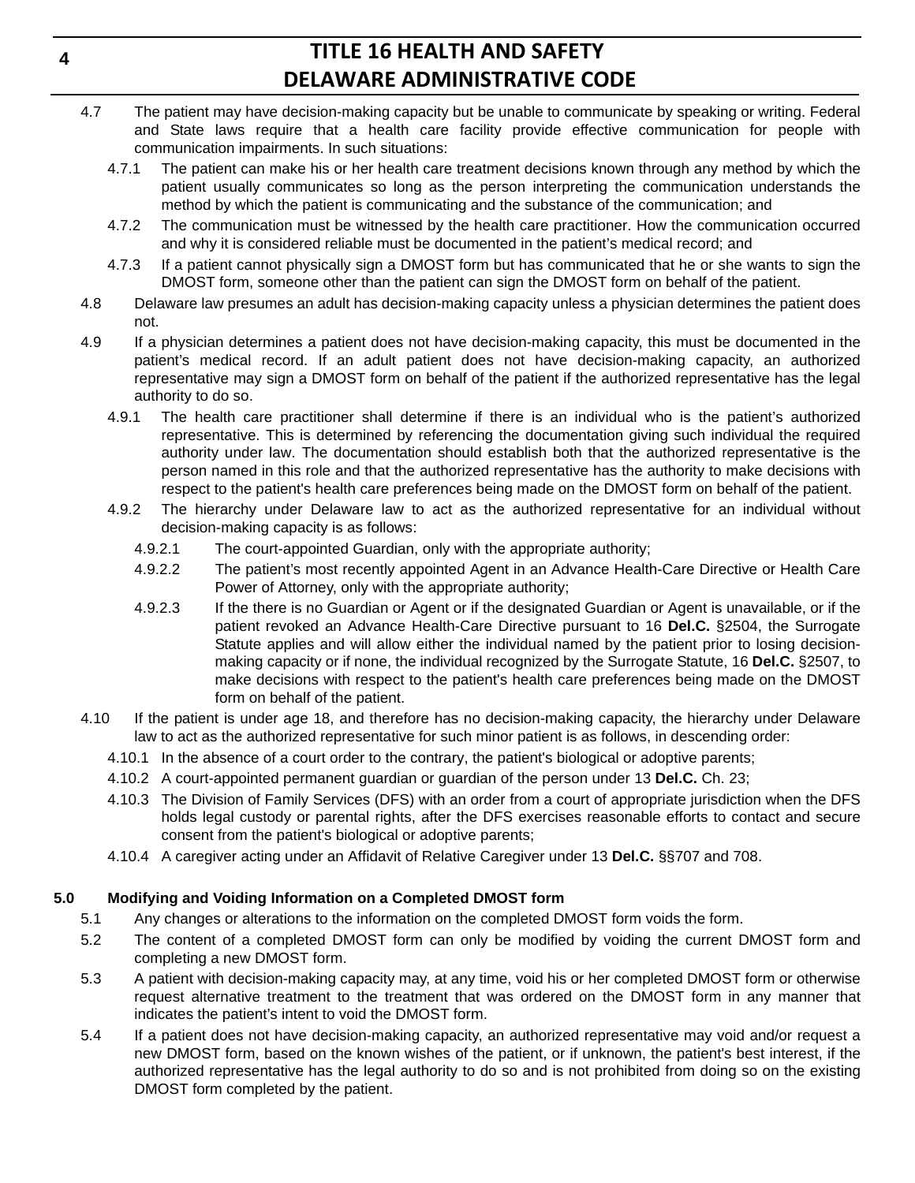4.7 The patient may have decision-making capacity but be unable to communicate by speaking or writing. Federal and State laws require that a health care facility provide effective communication for people with communication impairments. In such situations:

4.7.1 The patient can make his or her health care treatment decisions known through any method by which the patient usually communicates so long as the person interpreting the communication understands the method by which the patient is communicating and the substance of the communication; and

4.7.2 The communication must be witnessed by the health care practitioner. How the communication occurred and why it is considered reliable must be documented in the patient's medical record; and

4.7.3 If a patient cannot physically sign a DMOST form but has communicated that he or she wants to sign the DMOST form, someone other than the patient can sign the DMOST form on behalf of the patient.

4.8 Delaware law presumes an adult has decision-making capacity unless a physician determines the patient does not.

4.9 If a physician determines a patient does not have decision-making capacity, this must be documented in the patient's medical record. If an adult patient does not have decision-making capacity, an authorized representative may sign a DMOST form on behalf of the patient if the authorized representative has the legal authority to do so.

4.9.1 The health care practitioner shall determine if there is an individual who is the patient's authorized representative. This is determined by referencing the documentation giving such individual the required authority under law. The documentation should establish both that the authorized representative is the person named in this role and that the authorized representative has the authority to make decisions with respect to the patient's health care preferences being made on the DMOST form on behalf of the patient.

4.9.2 The hierarchy under Delaware law to act as the authorized representative for an individual without decision-making capacity is as follows:

4.9.2.1 The court-appointed Guardian, only with the appropriate authority;

4.9.2.2 The patient's most recently appointed Agent in an Advance Health-Care Directive or Health Care Power of Attorney, only with the appropriate authority;

4.9.2.3 If the there is no Guardian or Agent or if the designated Guardian or Agent is unavailable, or if the patient revoked an Advance Health-Care Directive pursuant to 16 **Del.C.** §2504, the Surrogate Statute applies and will allow either the individual named by the patient prior to losing decision-making capacity or if none, the individual recognized by the Surrogate Statute, 16 **Del.C.** §2507, to make decisions with respect to the patient's health care preferences being made on the DMOST form on behalf of the patient.

4.10 If the patient is under age 18, and therefore has no decision-making capacity, the hierarchy under Delaware law to act as the authorized representative for such minor patient is as follows, in descending order:

4.10.1 In the absence of a court order to the contrary, the patient's biological or adoptive parents;

4.10.2 A court-appointed permanent guardian or guardian of the person under 13 **Del.C.** Ch. 23;

4.10.3 The Division of Family Services (DFS) with an order from a court of appropriate jurisdiction when the DFS holds legal custody or parental rights, after the DFS exercises reasonable efforts to contact and secure consent from the patient's biological or adoptive parents;

4.10.4 A caregiver acting under an Affidavit of Relative Caregiver under 13 **Del.C.** §§707 and 708.

**5.0 Modifying and Voiding Information on a Completed DMOST form**

5.1 Any changes or alterations to the information on the completed DMOST form voids the form.

5.2 The content of a completed DMOST form can only be modified by voiding the current DMOST form and completing a new DMOST form.

5.3 A patient with decision-making capacity may, at any time, void his or her completed DMOST form or otherwise request alternative treatment to the treatment that was ordered on the DMOST form in any manner that indicates the patient's intent to void the DMOST form.

5.4 If a patient does not have decision-making capacity, an authorized representative may void and/or request a new DMOST form, based on the known wishes of the patient, or if unknown, the patient's best interest, if the authorized representative has the legal authority to do so and is not prohibited from doing so on the existing DMOST form completed by the patient.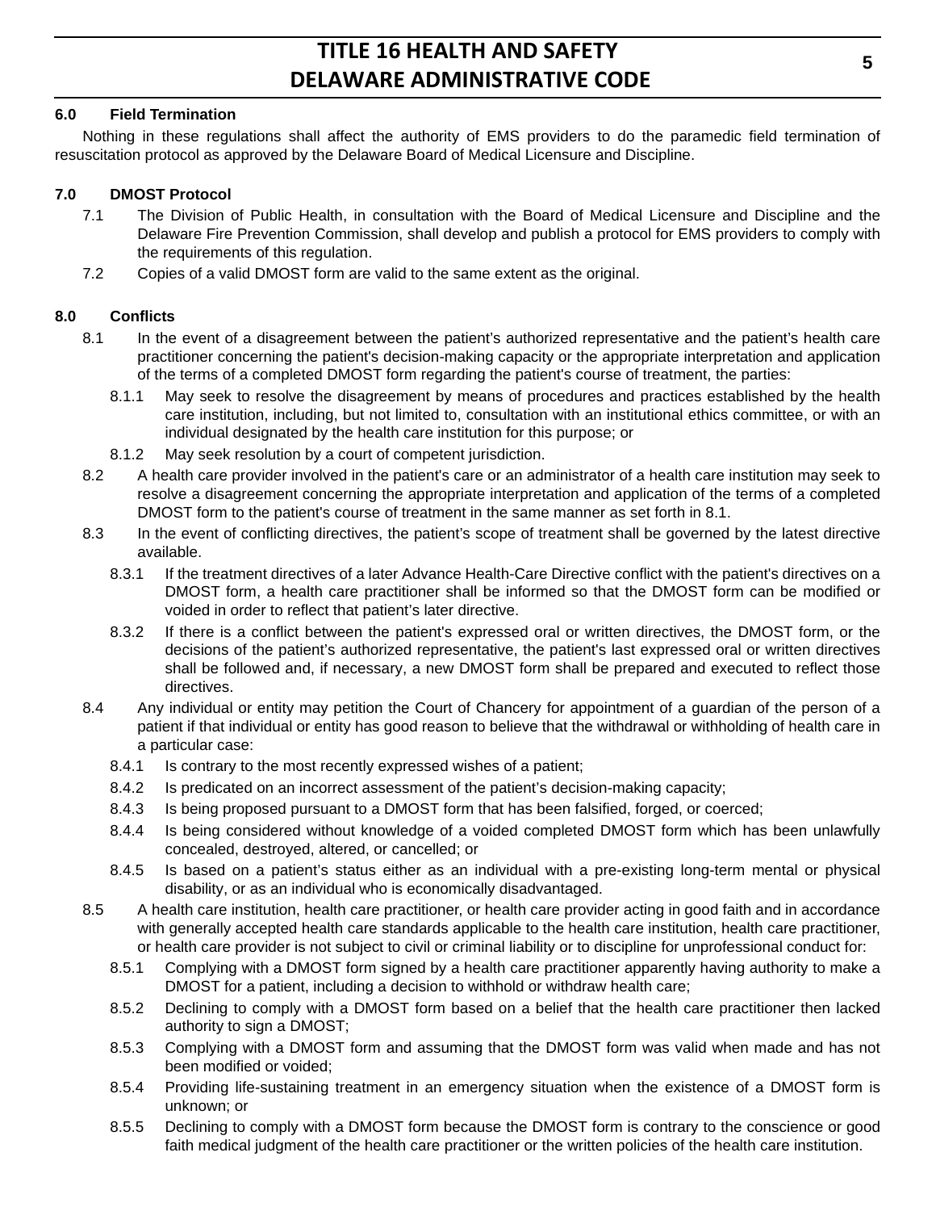### 6.0 Field Termination

Nothing in these regulations shall affect the authority of EMS providers to do the paramedic field termination of resuscitation protocol as approved by the Delaware Board of Medical Licensure and Discipline.

### 7.0 DMOST Protocol

7.1 The Division of Public Health, in consultation with the Board of Medical Licensure and Discipline and the Delaware Fire Prevention Commission, shall develop and publish a protocol for EMS providers to comply with the requirements of this regulation.

7.2 Copies of a valid DMOST form are valid to the same extent as the original.

### 8.0 Conflicts

8.1 In the event of a disagreement between the patient's authorized representative and the patient's health care practitioner concerning the patient's decision-making capacity or the appropriate interpretation and application of the terms of a completed DMOST form regarding the patient's course of treatment, the parties:

8.1.1 May seek to resolve the disagreement by means of procedures and practices established by the health care institution, including, but not limited to, consultation with an institutional ethics committee, or with an individual designated by the health care institution for this purpose; or

8.1.2 May seek resolution by a court of competent jurisdiction.

8.2 A health care provider involved in the patient's care or an administrator of a health care institution may seek to resolve a disagreement concerning the appropriate interpretation and application of the terms of a completed DMOST form to the patient's course of treatment in the same manner as set forth in 8.1.

8.3 In the event of conflicting directives, the patient's scope of treatment shall be governed by the latest directive available.

8.3.1 If the treatment directives of a later Advance Health-Care Directive conflict with the patient's directives on a DMOST form, a health care practitioner shall be informed so that the DMOST form can be modified or voided in order to reflect that patient's later directive.

8.3.2 If there is a conflict between the patient's expressed oral or written directives, the DMOST form, or the decisions of the patient's authorized representative, the patient's last expressed oral or written directives shall be followed and, if necessary, a new DMOST form shall be prepared and executed to reflect those directives.

8.4 Any individual or entity may petition the Court of Chancery for appointment of a guardian of the person of a patient if that individual or entity has good reason to believe that the withdrawal or withholding of health care in a particular case:

8.4.1 Is contrary to the most recently expressed wishes of a patient;

8.4.2 Is predicated on an incorrect assessment of the patient's decision-making capacity;

8.4.3 Is being proposed pursuant to a DMOST form that has been falsified, forged, or coerced;

8.4.4 Is being considered without knowledge of a voided completed DMOST form which has been unlawfully concealed, destroyed, altered, or cancelled; or

8.4.5 Is based on a patient's status either as an individual with a pre-existing long-term mental or physical disability, or as an individual who is economically disadvantaged.

8.5 A health care institution, health care practitioner, or health care provider acting in good faith and in accordance with generally accepted health care standards applicable to the health care institution, health care practitioner, or health care provider is not subject to civil or criminal liability or to discipline for unprofessional conduct for:

8.5.1 Complying with a DMOST form signed by a health care practitioner apparently having authority to make a DMOST for a patient, including a decision to withhold or withdraw health care;

8.5.2 Declining to comply with a DMOST form based on a belief that the health care practitioner then lacked authority to sign a DMOST;

8.5.3 Complying with a DMOST form and assuming that the DMOST form was valid when made and has not been modified or voided;

8.5.4 Providing life-sustaining treatment in an emergency situation when the existence of a DMOST form is unknown; or

8.5.5 Declining to comply with a DMOST form because the DMOST form is contrary to the conscience or good faith medical judgment of the health care practitioner or the written policies of the health care institution.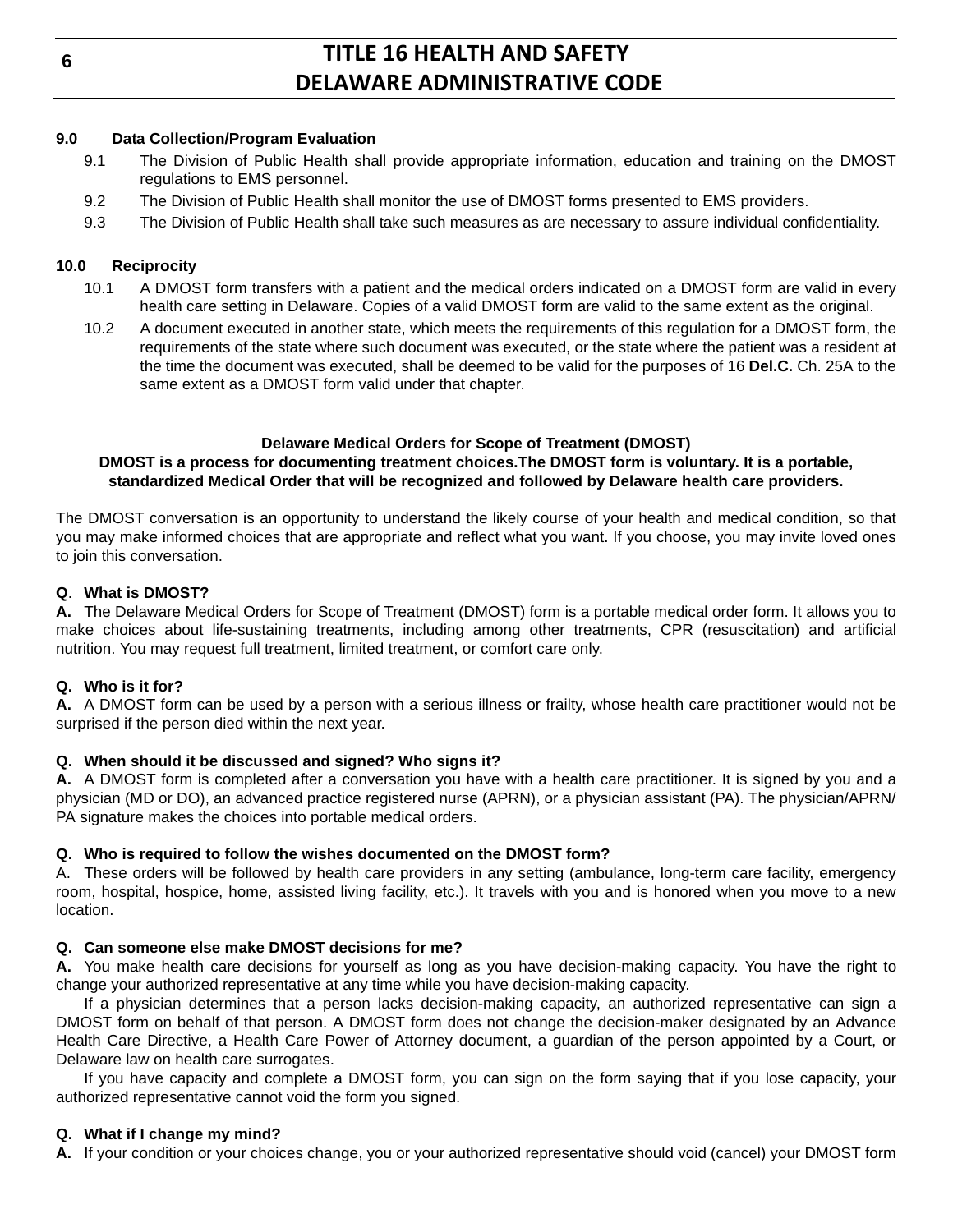**9.0 Data Collection/Program Evaluation**

9.1 The Division of Public Health shall provide appropriate information, education and training on the DMOST regulations to EMS personnel.

9.2 The Division of Public Health shall monitor the use of DMOST forms presented to EMS providers.

9.3 The Division of Public Health shall take such measures as are necessary to assure individual confidentiality.

**10.0 Reciprocity**

10.1 A DMOST form transfers with a patient and the medical orders indicated on a DMOST form are valid in every health care setting in Delaware. Copies of a valid DMOST form are valid to the same extent as the original.

10.2 A document executed in another state, which meets the requirements of this regulation for a DMOST form, the requirements of the state where such document was executed, or the state where the patient was a resident at the time the document was executed, shall be deemed to be valid for the purposes of 16 **Del.C.** Ch. 25A to the same extent as a DMOST form valid under that chapter.

**Delaware Medical Orders for Scope of Treatment (DMOST)**
**DMOST is a process for documenting treatment choices.The DMOST form is voluntary. It is a portable, standardized Medical Order that will be recognized and followed by Delaware health care providers.**

The DMOST conversation is an opportunity to understand the likely course of your health and medical condition, so that you may make informed choices that are appropriate and reflect what you want. If you choose, you may invite loved ones to join this conversation.

**Q**. **What is DMOST?**
**A.** The Delaware Medical Orders for Scope of Treatment (DMOST) form is a portable medical order form. It allows you to make choices about life-sustaining treatments, including among other treatments, CPR (resuscitation) and artificial nutrition. You may request full treatment, limited treatment, or comfort care only.

**Q. Who is it for?**
**A.** A DMOST form can be used by a person with a serious illness or frailty, whose health care practitioner would not be surprised if the person died within the next year.

**Q. When should it be discussed and signed? Who signs it?**
**A.** A DMOST form is completed after a conversation you have with a health care practitioner. It is signed by you and a physician (MD or DO), an advanced practice registered nurse (APRN), or a physician assistant (PA). The physician/APRN/PA signature makes the choices into portable medical orders.

**Q. Who is required to follow the wishes documented on the DMOST form?**
A. These orders will be followed by health care providers in any setting (ambulance, long-term care facility, emergency room, hospital, hospice, home, assisted living facility, etc.). It travels with you and is honored when you move to a new location.

**Q. Can someone else make DMOST decisions for me?**
**A.** You make health care decisions for yourself as long as you have decision-making capacity. You have the right to change your authorized representative at any time while you have decision-making capacity.

If a physician determines that a person lacks decision-making capacity, an authorized representative can sign a DMOST form on behalf of that person. A DMOST form does not change the decision-maker designated by an Advance Health Care Directive, a Health Care Power of Attorney document, a guardian of the person appointed by a Court, or Delaware law on health care surrogates.

If you have capacity and complete a DMOST form, you can sign on the form saying that if you lose capacity, your authorized representative cannot void the form you signed.

**Q. What if I change my mind?**
**A.** If your condition or your choices change, you or your authorized representative should void (cancel) your DMOST form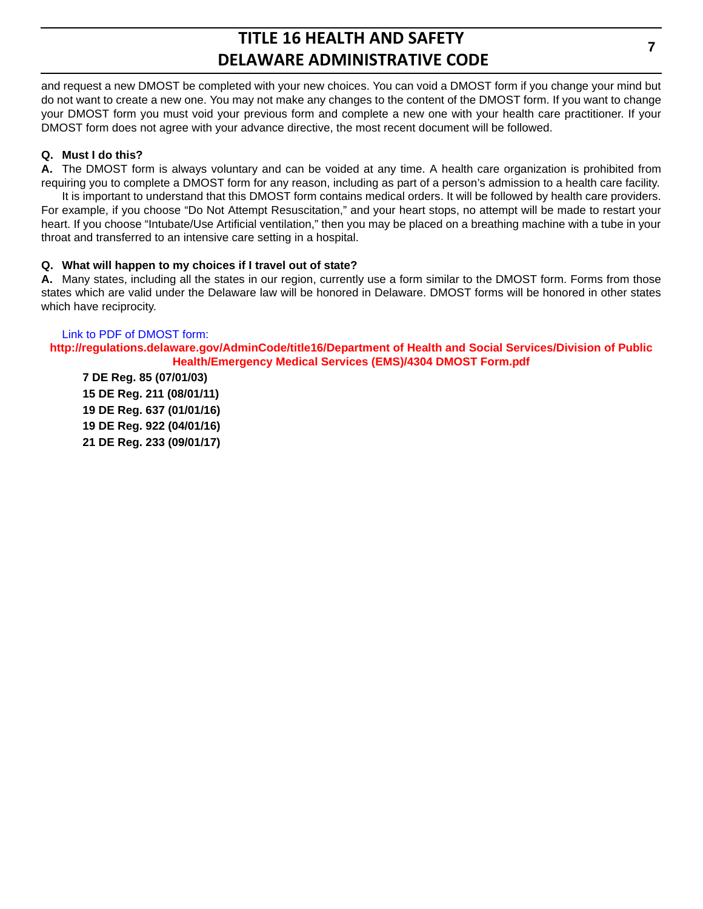and request a new DMOST be completed with your new choices. You can void a DMOST form if you change your mind but do not want to create a new one. You may not make any changes to the content of the DMOST form. If you want to change your DMOST form you must void your previous form and complete a new one with your health care practitioner. If your DMOST form does not agree with your advance directive, the most recent document will be followed.

**Q. Must I do this?**

**A.** The DMOST form is always voluntary and can be voided at any time. A health care organization is prohibited from requiring you to complete a DMOST form for any reason, including as part of a person's admission to a health care facility.

It is important to understand that this DMOST form contains medical orders. It will be followed by health care providers. For example, if you choose "Do Not Attempt Resuscitation," and your heart stops, no attempt will be made to restart your heart. If you choose "Intubate/Use Artificial ventilation," then you may be placed on a breathing machine with a tube in your throat and transferred to an intensive care setting in a hospital.

**Q. What will happen to my choices if I travel out of state?**

**A.** Many states, including all the states in our region, currently use a form similar to the DMOST form. Forms from those states which are valid under the Delaware law will be honored in Delaware. DMOST forms will be honored in other states which have reciprocity.

Link to PDF of DMOST form:

**http://regulations.delaware.gov/AdminCode/title16/Department of Health and Social Services/Division of Public Health/Emergency Medical Services (EMS)/4304 DMOST Form.pdf**

**7 DE Reg. 85 (07/01/03)**

**15 DE Reg. 211 (08/01/11)**

**19 DE Reg. 637 (01/01/16)**

**19 DE Reg. 922 (04/01/16)**

**21 DE Reg. 233 (09/01/17)**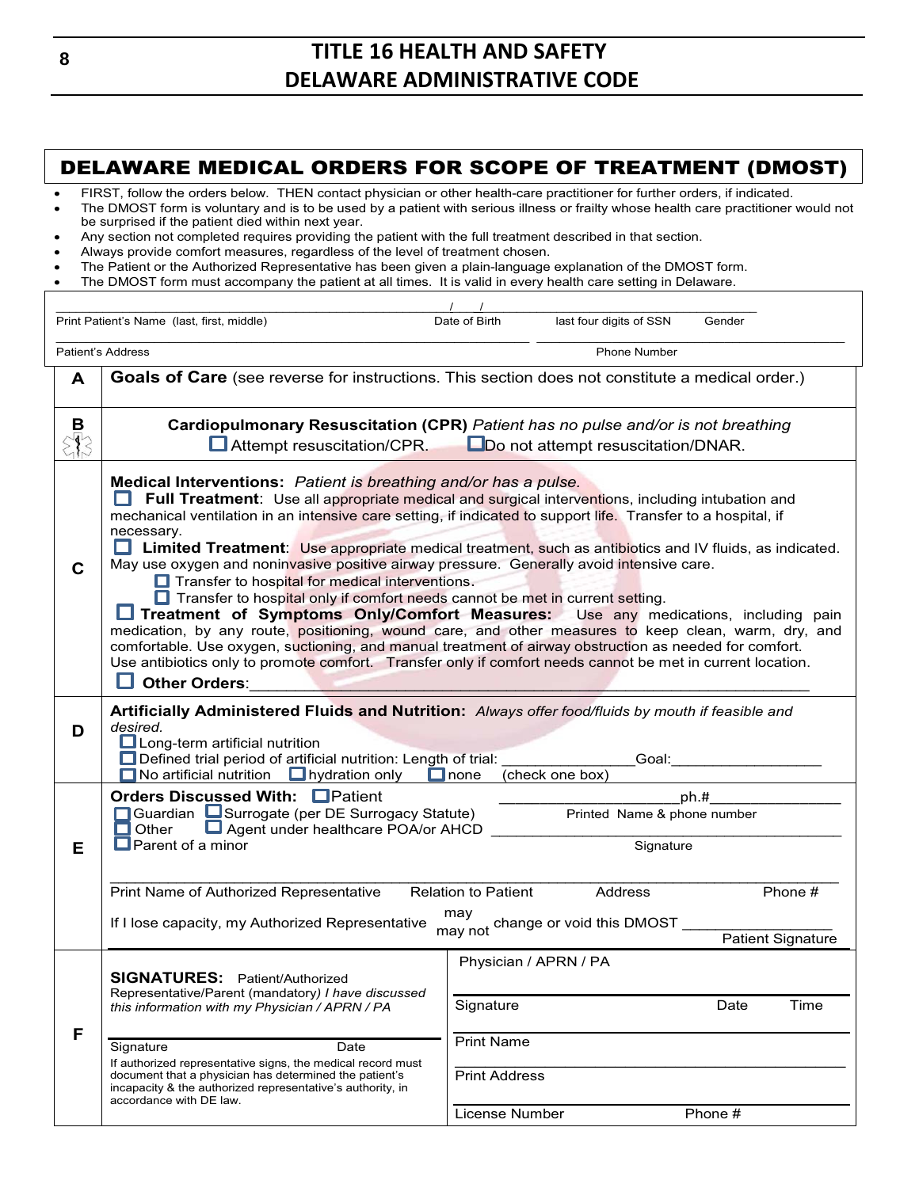# DELAWARE MEDICAL ORDERS FOR SCOPE OF TREATMENT (DMOST)

- FIRST, follow the orders below. THEN contact physician or other health-care practitioner for further orders, if indicated.
- The DMOST form is voluntary and is to be used by a patient with serious illness or frailty whose health care practitioner would not be surprised if the patient died within next year.
- Any section not completed requires providing the patient with the full treatment described in that section.
- Always provide comfort measures, regardless of the level of treatment chosen.
- The Patient or the Authorized Representative has been given a plain-language explanation of the DMOST form.
- The DMOST form must accompany the patient at all times. It is valid in every health care setting in Delaware.

_______________________________________ ___/___/___ _______________________

Print Patient's Name (last, first, middle) | Date of Birth | last four digits of SSN | Gender

_______________________________________ _______________________

Patient's Address | Phone Number

**A** — **Goals of Care** (see reverse for instructions. This section does not constitute a medical order.)

**B** — **Cardiopulmonary Resuscitation (CPR)** *Patient has no pulse and/or is not breathing*

☐ Attempt resuscitation/CPR. ☐ Do not attempt resuscitation/DNAR.

**C** — **Medical Interventions:** *Patient is breathing and/or has a pulse.*

☐ **Full Treatment**: Use all appropriate medical and surgical interventions, including intubation and mechanical ventilation in an intensive care setting, if indicated to support life. Transfer to a hospital, if necessary.

☐ **Limited Treatment**: Use appropriate medical treatment, such as antibiotics and IV fluids, as indicated. May use oxygen and noninvasive positive airway pressure. Generally avoid intensive care.

- ☐ Transfer to hospital for medical interventions.
- ☐ Transfer to hospital only if comfort needs cannot be met in current setting.

☐ **Treatment of Symptoms Only/Comfort Measures:** Use any medications, including pain medication, by any route, positioning, wound care, and other measures to keep clean, warm, dry, and comfortable. Use oxygen, suctioning, and manual treatment of airway obstruction as needed for comfort. Use antibiotics only to promote comfort. Transfer only if comfort needs cannot be met in current location.

☐ **Other Orders**:_______________________________________________

**D** — **Artificially Administered Fluids and Nutrition:** *Always offer food/fluids by mouth if feasible and desired.*

☐ Long-term artificial nutrition

☐ Defined trial period of artificial nutrition: Length of trial: _______________ Goal: _________________

☐ No artificial nutrition ☐ hydration only ☐ none (check one box)

**E** — **Orders Discussed With:** ☐ Patient ☐ Guardian ☐ Surrogate (per DE Surrogacy Statute) ☐ Other ☐ Agent under healthcare POA/or AHCD ☐ Parent of a minor

_____________________ ph.#_______________

Printed Name & phone number

_______________________________________

Signature

_______________________________________________________________

Print Name of Authorized Representative | Relation to Patient | Address | Phone #

If I lose capacity, my Authorized Representative may / may not change or void this DMOST _________________ Patient Signature

**F** — **SIGNATURES:** Patient/Authorized Representative/Parent (mandatory) *I have discussed this information with my Physician / APRN / PA*

_______________________________________

Signature | Date

If authorized representative signs, the medical record must document that a physician has determined the patient's incapacity & the authorized representative's authority, in accordance with DE law.

Physician / APRN / PA

_______________________________________

Signature | Date | Time

_______________________________________

Print Name

_______________________________________

Print Address

_______________________________________

License Number | Phone #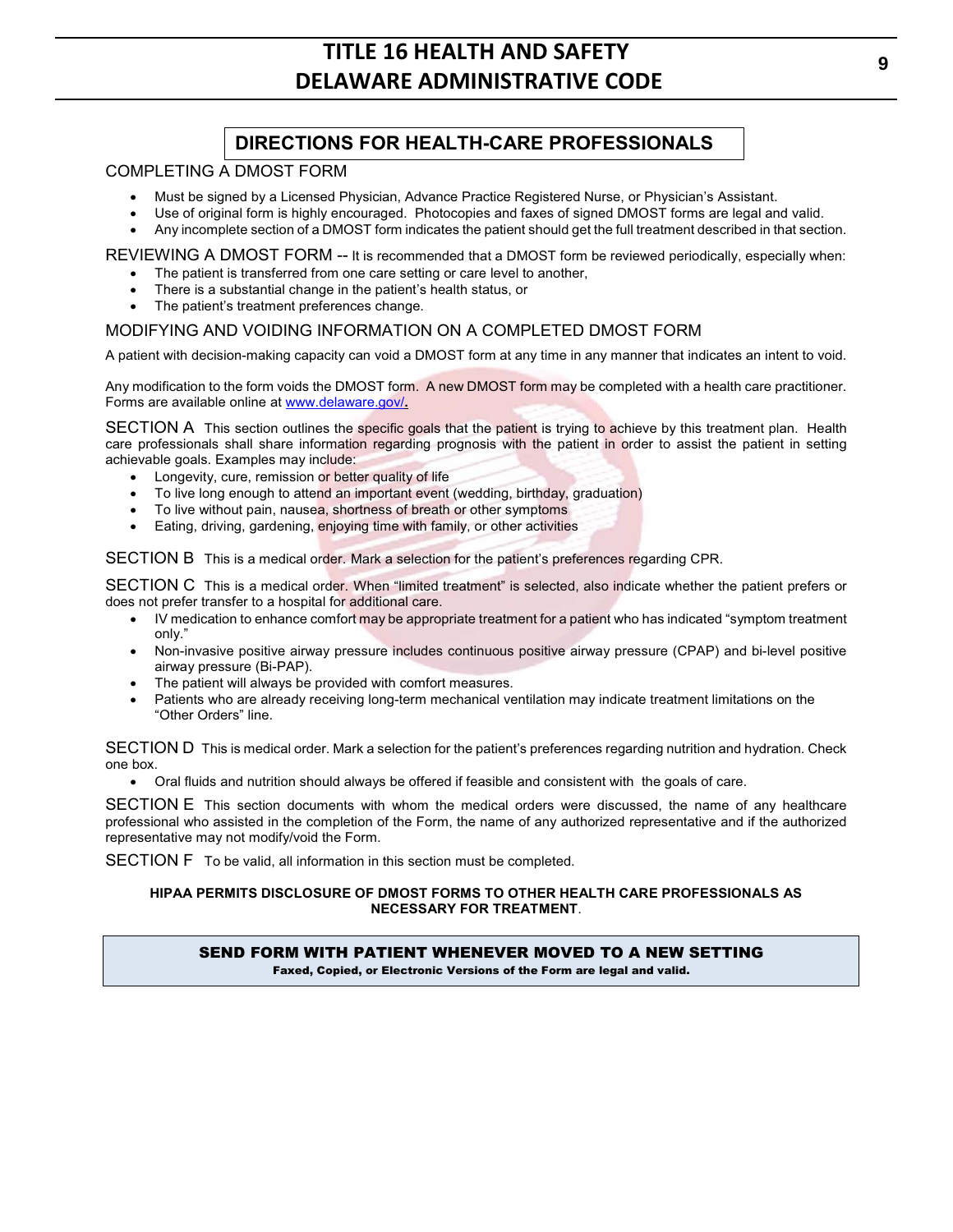## DIRECTIONS FOR HEALTH-CARE PROFESSIONALS

### COMPLETING A DMOST FORM

- Must be signed by a Licensed Physician, Advance Practice Registered Nurse, or Physician's Assistant.
- Use of original form is highly encouraged. Photocopies and faxes of signed DMOST forms are legal and valid.
- Any incomplete section of a DMOST form indicates the patient should get the full treatment described in that section.

### REVIEWING A DMOST FORM -- It is recommended that a DMOST form be reviewed periodically, especially when:

- The patient is transferred from one care setting or care level to another,
- There is a substantial change in the patient's health status, or
- The patient's treatment preferences change.

### MODIFYING AND VOIDING INFORMATION ON A COMPLETED DMOST FORM

A patient with decision-making capacity can void a DMOST form at any time in any manner that indicates an intent to void.

Any modification to the form voids the DMOST form. A new DMOST form may be completed with a health care practitioner. Forms are available online at [www.delaware.gov/](http://www.delaware.gov/).

**SECTION A** This section outlines the specific goals that the patient is trying to achieve by this treatment plan. Health care professionals shall share information regarding prognosis with the patient in order to assist the patient in setting achievable goals. Examples may include:

- Longevity, cure, remission or better quality of life
- To live long enough to attend an important event (wedding, birthday, graduation)
- To live without pain, nausea, shortness of breath or other symptoms
- Eating, driving, gardening, enjoying time with family, or other activities

**SECTION B** This is a medical order. Mark a selection for the patient's preferences regarding CPR.

**SECTION C** This is a medical order. When "limited treatment" is selected, also indicate whether the patient prefers or does not prefer transfer to a hospital for additional care.

- IV medication to enhance comfort may be appropriate treatment for a patient who has indicated "symptom treatment only."
- Non-invasive positive airway pressure includes continuous positive airway pressure (CPAP) and bi-level positive airway pressure (Bi-PAP).
- The patient will always be provided with comfort measures.
- Patients who are already receiving long-term mechanical ventilation may indicate treatment limitations on the "Other Orders" line.

**SECTION D** This is medical order. Mark a selection for the patient's preferences regarding nutrition and hydration. Check one box.

- Oral fluids and nutrition should always be offered if feasible and consistent with the goals of care.

**SECTION E** This section documents with whom the medical orders were discussed, the name of any healthcare professional who assisted in the completion of the Form, the name of any authorized representative and if the authorized representative may not modify/void the Form.

**SECTION F** To be valid, all information in this section must be completed.

**HIPAA PERMITS DISCLOSURE OF DMOST FORMS TO OTHER HEALTH CARE PROFESSIONALS AS NECESSARY FOR TREATMENT.**

**SEND FORM WITH PATIENT WHENEVER MOVED TO A NEW SETTING**

**Faxed, Copied, or Electronic Versions of the Form are legal and valid.**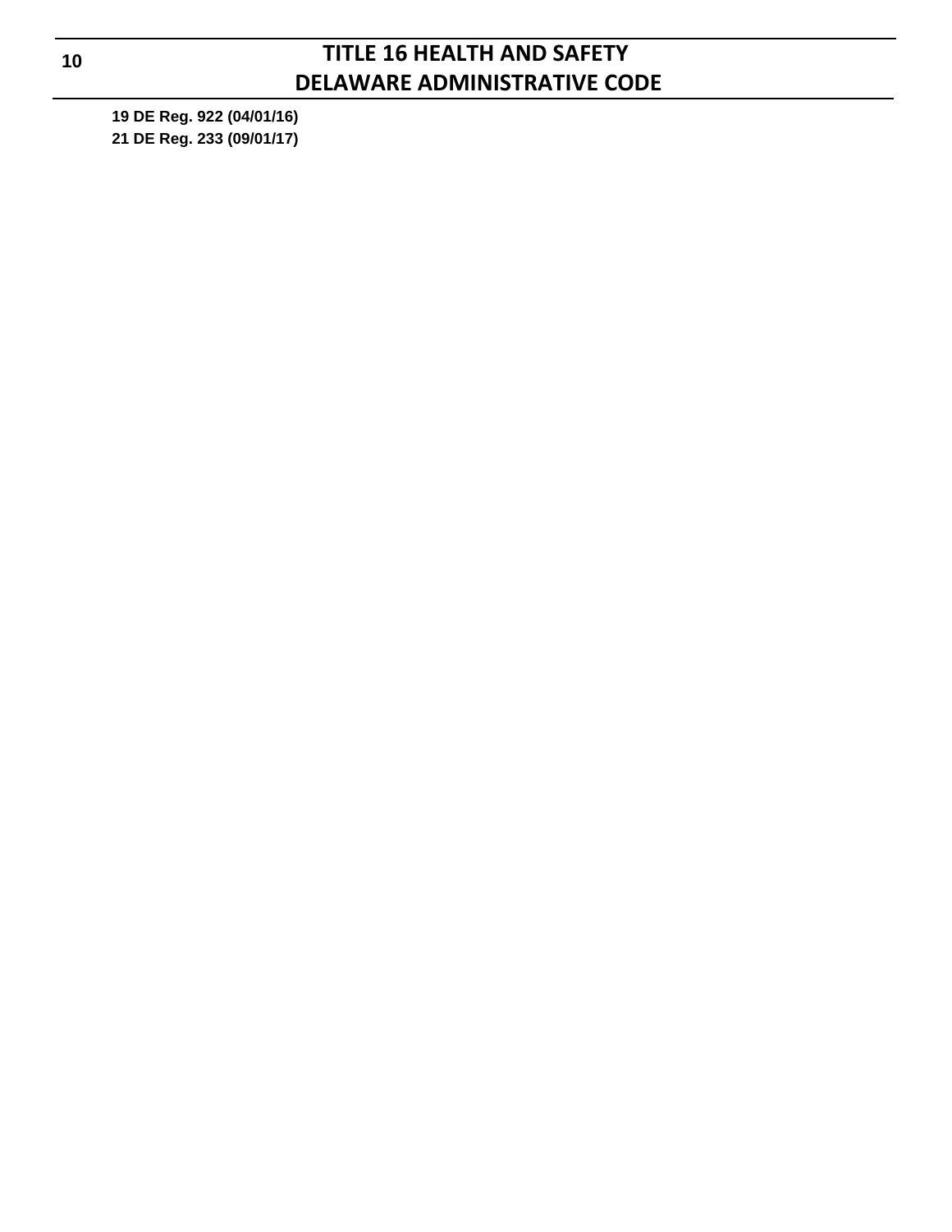**19 DE Reg. 922 (04/01/16)**

**21 DE Reg. 233 (09/01/17)**